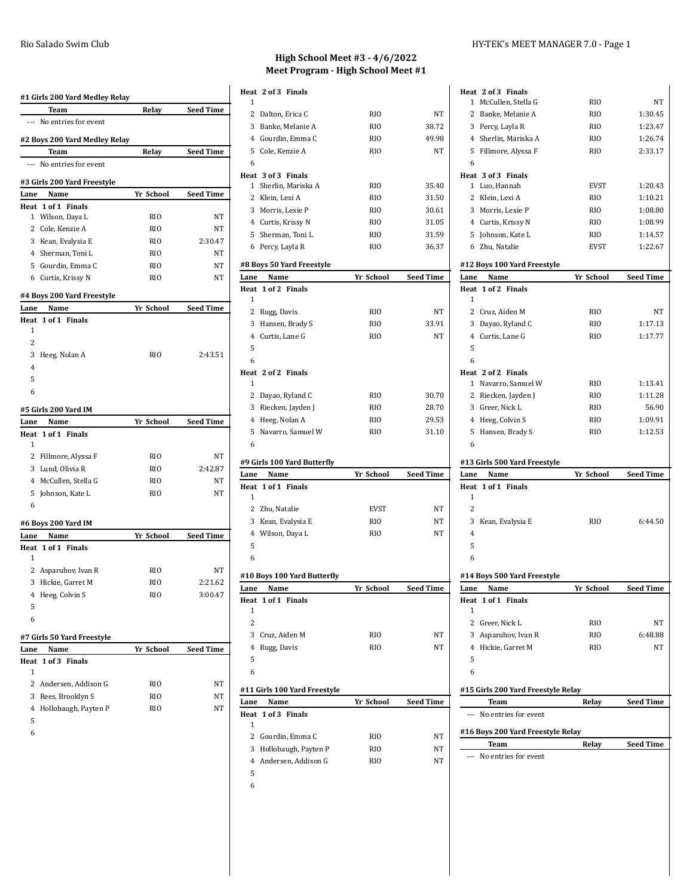## High School Meet #3 - 4/6/2022
## Meet Program - High School Meet #1

**#1 Girls 200 Yard Medley Relay**

| Team | Relay | Seed Time |
|---|---|---|
| --- No entries for event | | |

**#2 Boys 200 Yard Medley Relay**

| Team | Relay | Seed Time |
|---|---|---|
| --- No entries for event | | |

**#3 Girls 200 Yard Freestyle**

| Lane | Name | Yr School | Seed Time |
|---|---|---|---|
| **Heat 1 of 1 Finals** | | | |
| 1 | Wilson, Daya L | RIO | NT |
| 2 | Cole, Kenzie A | RIO | NT |
| 3 | Kean, Evalysia E | RIO | 2:30.47 |
| 4 | Sherman, Toni L | RIO | NT |
| 5 | Gourdin, Emma C | RIO | NT |
| 6 | Curtis, Krissy N | RIO | NT |

**#4 Boys 200 Yard Freestyle**

| Lane | Name | Yr School | Seed Time |
|---|---|---|---|
| **Heat 1 of 1 Finals** | | | |
| 1 | | | |
| 2 | | | |
| 3 | Heeg, Nolan A | RIO | 2:43.51 |
| 4 | | | |
| 5 | | | |
| 6 | | | |

**#5 Girls 200 Yard IM**

| Lane | Name | Yr School | Seed Time |
|---|---|---|---|
| **Heat 1 of 1 Finals** | | | |
| 1 | | | |
| 2 | Fillmore, Alyssa F | RIO | NT |
| 3 | Lund, Olivia R | RIO | 2:42.87 |
| 4 | McCullen, Stella G | RIO | NT |
| 5 | Johnson, Kate L | RIO | NT |
| 6 | | | |

**#6 Boys 200 Yard IM**

| Lane | Name | Yr School | Seed Time |
|---|---|---|---|
| **Heat 1 of 1 Finals** | | | |
| 1 | | | |
| 2 | Asparuhov, Ivan R | RIO | NT |
| 3 | Hickie, Garret M | RIO | 2:21.62 |
| 4 | Heeg, Colvin S | RIO | 3:00.47 |
| 5 | | | |
| 6 | | | |

**#7 Girls 50 Yard Freestyle**

| Lane | Name | Yr School | Seed Time |
|---|---|---|---|
| **Heat 1 of 3 Finals** | | | |
| 1 | | | |
| 2 | Andersen, Addison G | RIO | NT |
| 3 | Rees, Brooklyn S | RIO | NT |
| 4 | Hollobaugh, Payten P | RIO | NT |
| 5 | | | |
| 6 | | | |
| **Heat 2 of 3 Finals** | | | |
| 1 | | | |
| 2 | Dalton, Erica C | RIO | NT |
| 3 | Banke, Melanie A | RIO | 38.72 |
| 4 | Gourdin, Emma C | RIO | 49.98 |
| 5 | Cole, Kenzie A | RIO | NT |
| 6 | | | |
| **Heat 3 of 3 Finals** | | | |
| 1 | Sherlin, Mariska A | RIO | 35.40 |
| 2 | Klein, Lexi A | RIO | 31.50 |
| 3 | Morris, Lexie P | RIO | 30.61 |
| 4 | Curtis, Krissy N | RIO | 31.05 |
| 5 | Sherman, Toni L | RIO | 31.59 |
| 6 | Percy, Layla R | RIO | 36.37 |

**#8 Boys 50 Yard Freestyle**

| Lane | Name | Yr School | Seed Time |
|---|---|---|---|
| **Heat 1 of 2 Finals** | | | |
| 1 | | | |
| 2 | Rugg, Davis | RIO | NT |
| 3 | Hansen, Brady S | RIO | 33.91 |
| 4 | Curtis, Lane G | RIO | NT |
| 5 | | | |
| 6 | | | |
| **Heat 2 of 2 Finals** | | | |
| 1 | | | |
| 2 | Dayao, Ryland C | RIO | 30.70 |
| 3 | Riecken, Jayden J | RIO | 28.70 |
| 4 | Heeg, Nolan A | RIO | 29.53 |
| 5 | Navarro, Samuel W | RIO | 31.10 |
| 6 | | | |

**#9 Girls 100 Yard Butterfly**

| Lane | Name | Yr School | Seed Time |
|---|---|---|---|
| **Heat 1 of 1 Finals** | | | |
| 1 | | | |
| 2 | Zhu, Natalie | EVST | NT |
| 3 | Kean, Evalysia E | RIO | NT |
| 4 | Wilson, Daya L | RIO | NT |
| 5 | | | |
| 6 | | | |

**#10 Boys 100 Yard Butterfly**

| Lane | Name | Yr School | Seed Time |
|---|---|---|---|
| **Heat 1 of 1 Finals** | | | |
| 1 | | | |
| 2 | | | |
| 3 | Cruz, Aiden M | RIO | NT |
| 4 | Rugg, Davis | RIO | NT |
| 5 | | | |
| 6 | | | |

**#11 Girls 100 Yard Freestyle**

| Lane | Name | Yr School | Seed Time |
|---|---|---|---|
| **Heat 1 of 3 Finals** | | | |
| 1 | | | |
| 2 | Gourdin, Emma C | RIO | NT |
| 3 | Hollobaugh, Payten P | RIO | NT |
| 4 | Andersen, Addison G | RIO | NT |
| 5 | | | |
| 6 | | | |
| **Heat 2 of 3 Finals** | | | |
| 1 | McCullen, Stella G | RIO | NT |
| 2 | Banke, Melanie A | RIO | 1:30.45 |
| 3 | Percy, Layla R | RIO | 1:23.47 |
| 4 | Sherlin, Mariska A | RIO | 1:26.74 |
| 5 | Fillmore, Alyssa F | RIO | 2:33.17 |
| 6 | | | |
| **Heat 3 of 3 Finals** | | | |
| 1 | Luo, Hannah | EVST | 1:20.43 |
| 2 | Klein, Lexi A | RIO | 1:10.21 |
| 3 | Morris, Lexie P | RIO | 1:08.80 |
| 4 | Curtis, Krissy N | RIO | 1:08.99 |
| 5 | Johnson, Kate L | RIO | 1:14.57 |
| 6 | Zhu, Natalie | EVST | 1:22.67 |

**#12 Boys 100 Yard Freestyle**

| Lane | Name | Yr School | Seed Time |
|---|---|---|---|
| **Heat 1 of 2 Finals** | | | |
| 1 | | | |
| 2 | Cruz, Aiden M | RIO | NT |
| 3 | Dayao, Ryland C | RIO | 1:17.13 |
| 4 | Curtis, Lane G | RIO | 1:17.77 |
| 5 | | | |
| 6 | | | |
| **Heat 2 of 2 Finals** | | | |
| 1 | Navarro, Samuel W | RIO | 1:13.41 |
| 2 | Riecken, Jayden J | RIO | 1:11.28 |
| 3 | Greer, Nick L | RIO | 56.90 |
| 4 | Heeg, Colvin S | RIO | 1:09.91 |
| 5 | Hansen, Brady S | RIO | 1:12.53 |
| 6 | | | |

**#13 Girls 500 Yard Freestyle**

| Lane | Name | Yr School | Seed Time |
|---|---|---|---|
| **Heat 1 of 1 Finals** | | | |
| 1 | | | |
| 2 | | | |
| 3 | Kean, Evalysia E | RIO | 6:44.50 |
| 4 | | | |
| 5 | | | |
| 6 | | | |

**#14 Boys 500 Yard Freestyle**

| Lane | Name | Yr School | Seed Time |
|---|---|---|---|
| **Heat 1 of 1 Finals** | | | |
| 1 | | | |
| 2 | Greer, Nick L | RIO | NT |
| 3 | Asparuhov, Ivan R | RIO | 6:48.88 |
| 4 | Hickie, Garret M | RIO | NT |
| 5 | | | |
| 6 | | | |

**#15 Girls 200 Yard Freestyle Relay**

| Team | Relay | Seed Time |
|---|---|---|
| --- No entries for event | | |

**#16 Boys 200 Yard Freestyle Relay**

| Team | Relay | Seed Time |
|---|---|---|
| --- No entries for event | | |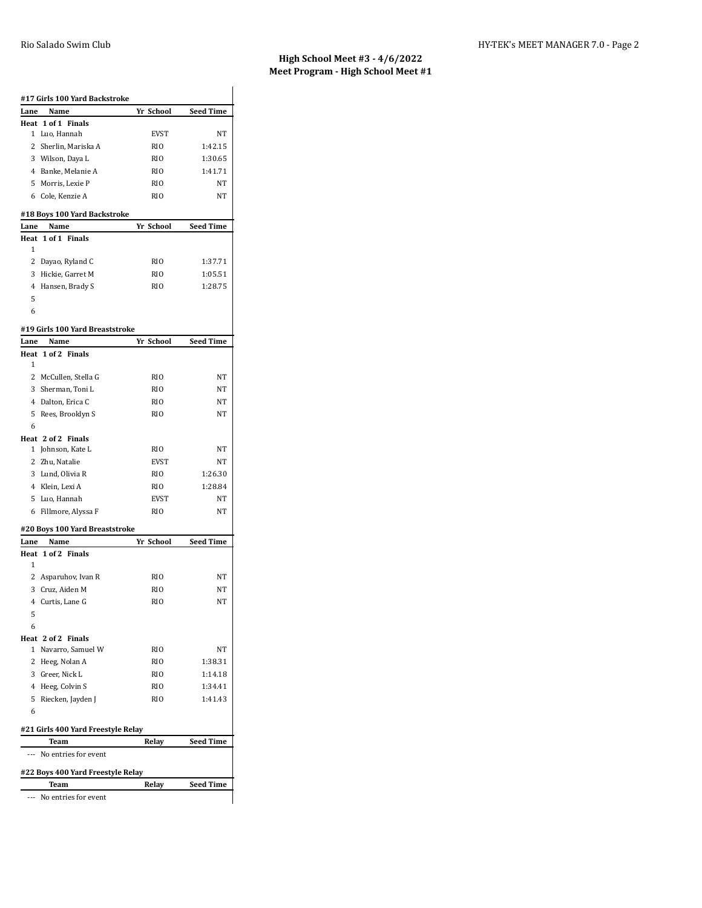## High School Meet #3 - 4/6/2022
## Meet Program - High School Meet #1

**#17 Girls 100 Yard Backstroke**

| Lane | Name | Yr | School | Seed Time |
|---|---|---|---|---|
| **Heat 1 of 1 Finals** | | | | |
| 1 | Luo, Hannah | | EVST | NT |
| 2 | Sherlin, Mariska A | | RIO | 1:42.15 |
| 3 | Wilson, Daya L | | RIO | 1:30.65 |
| 4 | Banke, Melanie A | | RIO | 1:41.71 |
| 5 | Morris, Lexie P | | RIO | NT |
| 6 | Cole, Kenzie A | | RIO | NT |

**#18 Boys 100 Yard Backstroke**

| Lane | Name | Yr | School | Seed Time |
|---|---|---|---|---|
| **Heat 1 of 1 Finals** | | | | |
| 1 | | | | |
| 2 | Dayao, Ryland C | | RIO | 1:37.71 |
| 3 | Hickie, Garret M | | RIO | 1:05.51 |
| 4 | Hansen, Brady S | | RIO | 1:28.75 |
| 5 | | | | |
| 6 | | | | |

**#19 Girls 100 Yard Breaststroke**

| Lane | Name | Yr | School | Seed Time |
|---|---|---|---|---|
| **Heat 1 of 2 Finals** | | | | |
| 1 | | | | |
| 2 | McCullen, Stella G | | RIO | NT |
| 3 | Sherman, Toni L | | RIO | NT |
| 4 | Dalton, Erica C | | RIO | NT |
| 5 | Rees, Brooklyn S | | RIO | NT |
| 6 | | | | |
| **Heat 2 of 2 Finals** | | | | |
| 1 | Johnson, Kate L | | RIO | NT |
| 2 | Zhu, Natalie | | EVST | NT |
| 3 | Lund, Olivia R | | RIO | 1:26.30 |
| 4 | Klein, Lexi A | | RIO | 1:28.84 |
| 5 | Luo, Hannah | | EVST | NT |
| 6 | Fillmore, Alyssa F | | RIO | NT |

**#20 Boys 100 Yard Breaststroke**

| Lane | Name | Yr | School | Seed Time |
|---|---|---|---|---|
| **Heat 1 of 2 Finals** | | | | |
| 1 | | | | |
| 2 | Asparuhov, Ivan R | | RIO | NT |
| 3 | Cruz, Aiden M | | RIO | NT |
| 4 | Curtis, Lane G | | RIO | NT |
| 5 | | | | |
| 6 | | | | |
| **Heat 2 of 2 Finals** | | | | |
| 1 | Navarro, Samuel W | | RIO | NT |
| 2 | Heeg, Nolan A | | RIO | 1:38.31 |
| 3 | Greer, Nick L | | RIO | 1:14.18 |
| 4 | Heeg, Colvin S | | RIO | 1:34.41 |
| 5 | Riecken, Jayden J | | RIO | 1:41.43 |
| 6 | | | | |

**#21 Girls 400 Yard Freestyle Relay**

| | Team | Relay | Seed Time |
|---|---|---|---|
| --- | No entries for event | | |

**#22 Boys 400 Yard Freestyle Relay**

| | Team | Relay | Seed Time |
|---|---|---|---|
| --- | No entries for event | | |